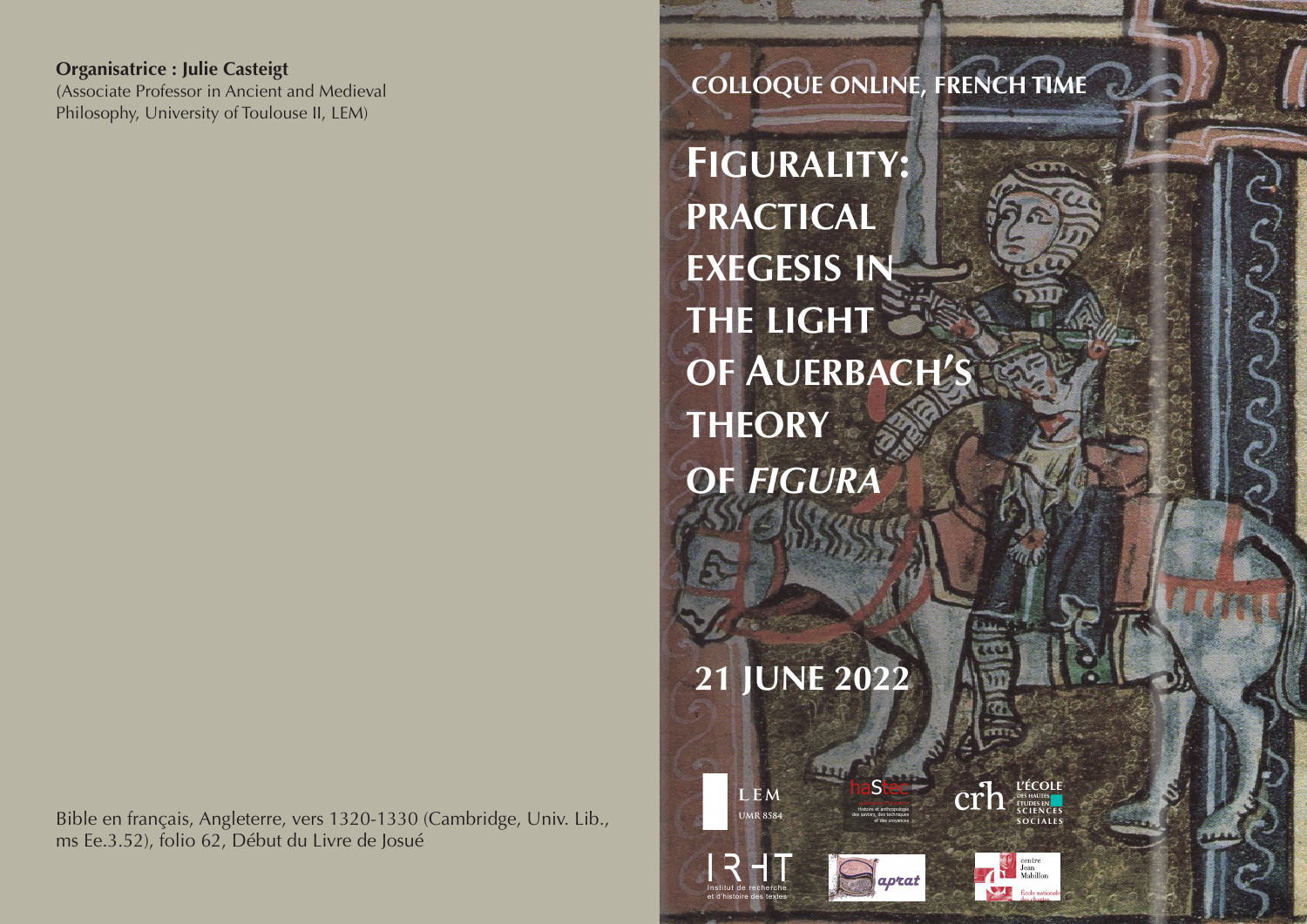**Organisatrice : Julie Casteigt**
(Associate Professor in Ancient and Medieval Philosophy, University of Toulouse II, LEM)

Bible en français, Angleterre, vers 1320-1330 (Cambridge, Univ. Lib., ms Ee.3.52), folio 62, Début du Livre de Josué

COLLOQUE ONLINE, FRENCH TIME

# FIGURALITY: PRACTICAL EXEGESIS IN THE LIGHT OF AUERBACH'S THEORY OF *FIGURA*

## 21 JUNE 2022

LEM UMR 8584

haStec Histoire et anthropologie des savoirs, des techniques et des croyances

crh L'ÉCOLE DES HAUTES ÉTUDES EN SCIENCES SOCIALES

IRHT Institut de recherche et d'histoire des textes

aprat

centre Jean Mabillon École nationale des chartes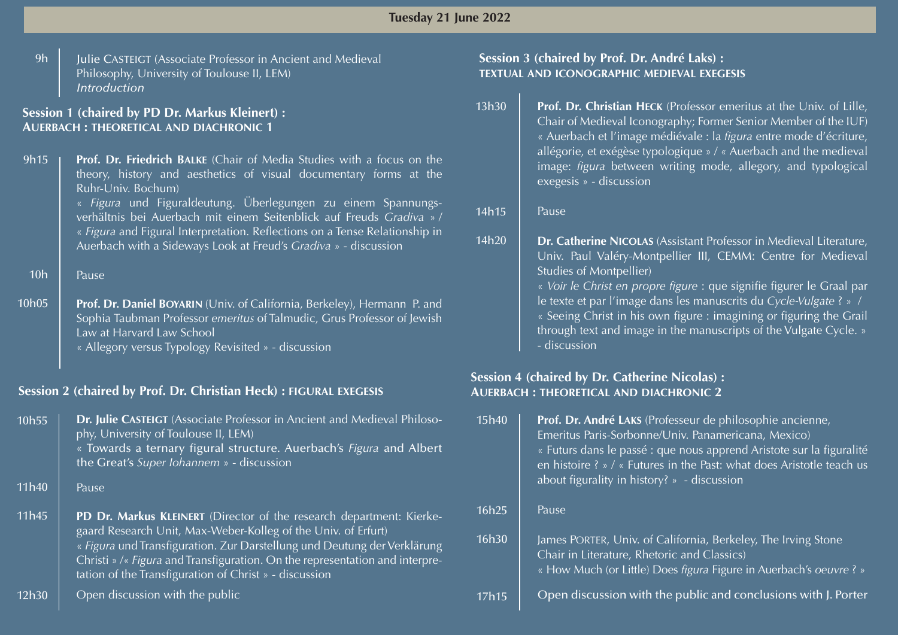## Tuesday 21 June 2022

9h — Julie CASTEIGT (Associate Professor in Ancient and Medieval Philosophy, University of Toulouse II, LEM)
*Introduction*

### Session 1 (chaired by PD Dr. Markus Kleinert) : AUERBACH : THEORETICAL AND DIACHRONIC 1

9h15 — **Prof. Dr. Friedrich BALKE** (Chair of Media Studies with a focus on the theory, history and aesthetics of visual documentary forms at the Ruhr-Univ. Bochum)
« *Figura* und Figuraldeutung. Überlegungen zu einem Spannungsverhältnis bei Auerbach mit einem Seitenblick auf Freuds *Gradiva* » / « *Figura* and Figural Interpretation. Reflections on a Tense Relationship in Auerbach with a Sideways Look at Freud's *Gradiva* » - discussion

10h — Pause

10h05 — **Prof. Dr. Daniel BOYARIN** (Univ. of California, Berkeley), Hermann P. and Sophia Taubman Professor *emeritus* of Talmudic, Grus Professor of Jewish Law at Harvard Law School
« Allegory versus Typology Revisited » - discussion

### Session 2 (chaired by Prof. Dr. Christian Heck) : FIGURAL EXEGESIS

10h55 — **Dr. Julie CASTEIGT** (Associate Professor in Ancient and Medieval Philosophy, University of Toulouse II, LEM)
« Towards a ternary figural structure. Auerbach's *Figura* and Albert the Great's *Super Iohannem* » - discussion

11h40 — Pause

11h45 — **PD Dr. Markus KLEINERT** (Director of the research department: Kierkegaard Research Unit, Max-Weber-Kolleg of the Univ. of Erfurt)
« *Figura* und Transfiguration. Zur Darstellung und Deutung der Verklärung Christi » /« *Figura* and Transfiguration. On the representation and interpretation of the Transfiguration of Christ » - discussion

12h30 — Open discussion with the public

### Session 3 (chaired by Prof. Dr. André Laks) : TEXTUAL AND ICONOGRAPHIC MEDIEVAL EXEGESIS

13h30 — **Prof. Dr. Christian HECK** (Professor emeritus at the Univ. of Lille, Chair of Medieval Iconography; Former Senior Member of the IUF)
« Auerbach et l'image médiévale : la *figura* entre mode d'écriture, allégorie, et exégèse typologique » / « Auerbach and the medieval image: *figura* between writing mode, allegory, and typological exegesis » - discussion

14h15 — Pause

14h20 — **Dr. Catherine NICOLAS** (Assistant Professor in Medieval Literature, Univ. Paul Valéry-Montpellier III, CEMM: Centre for Medieval Studies of Montpellier)
« *Voir le Christ en propre figure* : que signifie figurer le Graal par le texte et par l'image dans les manuscrits du *Cycle-Vulgate* ? » / « Seeing Christ in his own figure : imagining or figuring the Grail through text and image in the manuscripts of the Vulgate Cycle. » - discussion

### Session 4 (chaired by Dr. Catherine Nicolas) : AUERBACH : THEORETICAL AND DIACHRONIC 2

15h40 — **Prof. Dr. André LAKS** (Professeur de philosophie ancienne, Emeritus Paris-Sorbonne/Univ. Panamericana, Mexico)
« Futurs dans le passé : que nous apprend Aristote sur la figuralité en histoire ? » / « Futures in the Past: what does Aristotle teach us about figurality in history? » - discussion

16h25 — Pause

16h30 — James PORTER, Univ. of California, Berkeley, The Irving Stone Chair in Literature, Rhetoric and Classics)
« How Much (or Little) Does *figura* Figure in Auerbach's *oeuvre* ? »

17h15 — Open discussion with the public and conclusions with J. Porter